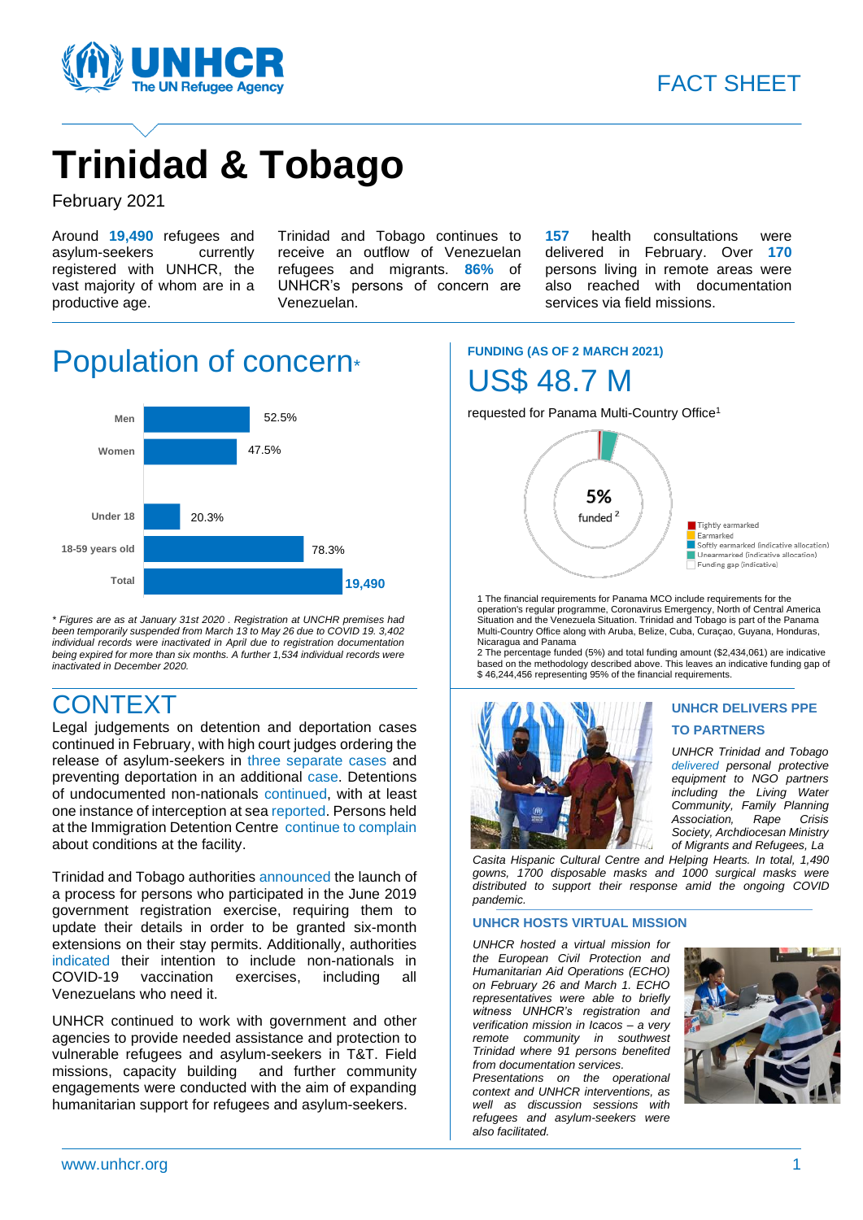FACT SHEET

# Trinidad & Tobago

February 2021

Around **19,490** refugees and asylum-seekers currently registered with UNHCR, the vast majority of whom are in a productive age.

Trinidad and Tobago continues to receive an outflow of Venezuelan refugees and migrants. **86%** of UNHCR's persons of concern are Venezuelan.

**157** health consultations were delivered in February. Over **170** persons living in remote areas were also reached with documentation services via field missions.

## Population of concern*

| Category | Value |
|---|---|
| Men | 52.5% |
| Women | 47.5% |
| Under 18 | 20.3% |
| 18-59 years old | 78.3% |
| Total | 19,490 |

*\* Figures are as at January 31st 2020 . Registration at UNCHR premises had been temporarily suspended from March 13 to May 26 due to COVID 19. 3,402 individual records were inactivated in April due to registration documentation being expired for more than six months. A further 1,534 individual records were inactivated in December 2020.*

## CONTEXT

Legal judgements on detention and deportation cases continued in February, with high court judges ordering the release of asylum-seekers in three separate cases and preventing deportation in an additional case. Detentions of undocumented non-nationals continued, with at least one instance of interception at sea reported. Persons held at the Immigration Detention Centre continue to complain about conditions at the facility.

Trinidad and Tobago authorities announced the launch of a process for persons who participated in the June 2019 government registration exercise, requiring them to update their details in order to be granted six-month extensions on their stay permits. Additionally, authorities indicated their intention to include non-nationals in COVID-19 vaccination exercises, including all Venezuelans who need it.

UNHCR continued to work with government and other agencies to provide needed assistance and protection to vulnerable refugees and asylum-seekers in T&T. Field missions, capacity building and further community engagements were conducted with the aim of expanding humanitarian support for refugees and asylum-seekers.

**FUNDING (AS OF 2 MARCH 2021)**

## US$ 48.7 M

requested for Panama Multi-Country Office[1]

5% funded [2]

- Tightly earmarked
- Earmarked
- Softly earmarked (indicative allocation)
- Unearmarked (indicative allocation)
- Funding gap (indicative)

1 The financial requirements for Panama MCO include requirements for the operation's regular programme, Coronavirus Emergency, North of Central America Situation and the Venezuela Situation. Trinidad and Tobago is part of the Panama Multi-Country Office along with Aruba, Belize, Cuba, Curaçao, Guyana, Honduras, Nicaragua and Panama

2 The percentage funded (5%) and total funding amount ($2,434,061) are indicative based on the methodology described above. This leaves an indicative funding gap of $ 46,244,456 representing 95% of the financial requirements.

### UNHCR DELIVERS PPE TO PARTNERS

*UNHCR Trinidad and Tobago delivered personal protective equipment to NGO partners including the Living Water Community, Family Planning Association, Rape Crisis Society, Archdiocesan Ministry of Migrants and Refugees, La Casita Hispanic Cultural Centre and Helping Hearts. In total, 1,490 gowns, 1700 disposable masks and 1000 surgical masks were distributed to support their response amid the ongoing COVID pandemic.*

### UNHCR HOSTS VIRTUAL MISSION

*UNHCR hosted a virtual mission for the European Civil Protection and Humanitarian Aid Operations (ECHO) on February 26 and March 1. ECHO representatives were able to briefly witness UNHCR's registration and verification mission in Icacos – a very remote community in southwest Trinidad where 91 persons benefited from documentation services. Presentations on the operational context and UNHCR interventions, as well as discussion sessions with refugees and asylum-seekers were also facilitated.*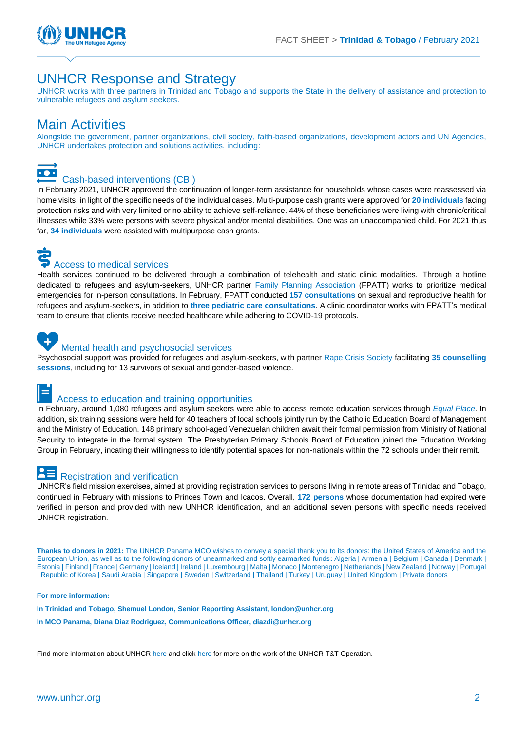# UNHCR Response and Strategy

UNHCR works with three partners in Trinidad and Tobago and supports the State in the delivery of assistance and protection to vulnerable refugees and asylum seekers.

# Main Activities

Alongside the government, partner organizations, civil society, faith-based organizations, development actors and UN Agencies, UNHCR undertakes protection and solutions activities, including:

## Cash-based interventions (CBI)

In February 2021, UNHCR approved the continuation of longer-term assistance for households whose cases were reassessed via home visits, in light of the specific needs of the individual cases. Multi-purpose cash grants were approved for **20 individuals** facing protection risks and with very limited or no ability to achieve self-reliance. 44% of these beneficiaries were living with chronic/critical illnesses while 33% were persons with severe physical and/or mental disabilities. One was an unaccompanied child. For 2021 thus far, **34 individuals** were assisted with multipurpose cash grants.

## Access to medical services

Health services continued to be delivered through a combination of telehealth and static clinic modalities. Through a hotline dedicated to refugees and asylum-seekers, UNHCR partner Family Planning Association (FPATT) works to prioritize medical emergencies for in-person consultations. In February, FPATT conducted **157 consultations** on sexual and reproductive health for refugees and asylum-seekers, in addition to **three pediatric care consultations.** A clinic coordinator works with FPATT's medical team to ensure that clients receive needed healthcare while adhering to COVID-19 protocols.

## Mental health and psychosocial services

Psychosocial support was provided for refugees and asylum-seekers, with partner Rape Crisis Society facilitating **35 counselling sessions**, including for 13 survivors of sexual and gender-based violence.

## Access to education and training opportunities

In February, around 1,080 refugees and asylum seekers were able to access remote education services through *Equal Place*. In addition, six training sessions were held for 40 teachers of local schools jointly run by the Catholic Education Board of Management and the Ministry of Education. 148 primary school-aged Venezuelan children await their formal permission from Ministry of National Security to integrate in the formal system. The Presbyterian Primary Schools Board of Education joined the Education Working Group in February, incating their willingness to identify potential spaces for non-nationals within the 72 schools under their remit.

## Registration and verification

UNHCR's field mission exercises, aimed at providing registration services to persons living in remote areas of Trinidad and Tobago, continued in February with missions to Princes Town and Icacos. Overall, **172 persons** whose documentation had expired were verified in person and provided with new UNHCR identification, and an additional seven persons with specific needs received UNHCR registration.

**Thanks to donors in 2021:** The UNHCR Panama MCO wishes to convey a special thank you to its donors: the United States of America and the European Union, as well as to the following donors of unearmarked and softly earmarked funds: Algeria | Armenia | Belgium | Canada | Denmark | Estonia | Finland | France | Germany | Iceland | Ireland | Luxembourg | Malta | Monaco | Montenegro | Netherlands | New Zealand | Norway | Portugal | Republic of Korea | Saudi Arabia | Singapore | Sweden | Switzerland | Thailand | Turkey | Uruguay | United Kingdom | Private donors

**For more information:**

**In Trinidad and Tobago, Shemuel London, Senior Reporting Assistant, london@unhcr.org**

**In MCO Panama, Diana Diaz Rodriguez, Communications Officer, diazdi@unhcr.org**

Find more information about UNHCR here and click here for more on the work of the UNHCR T&T Operation.